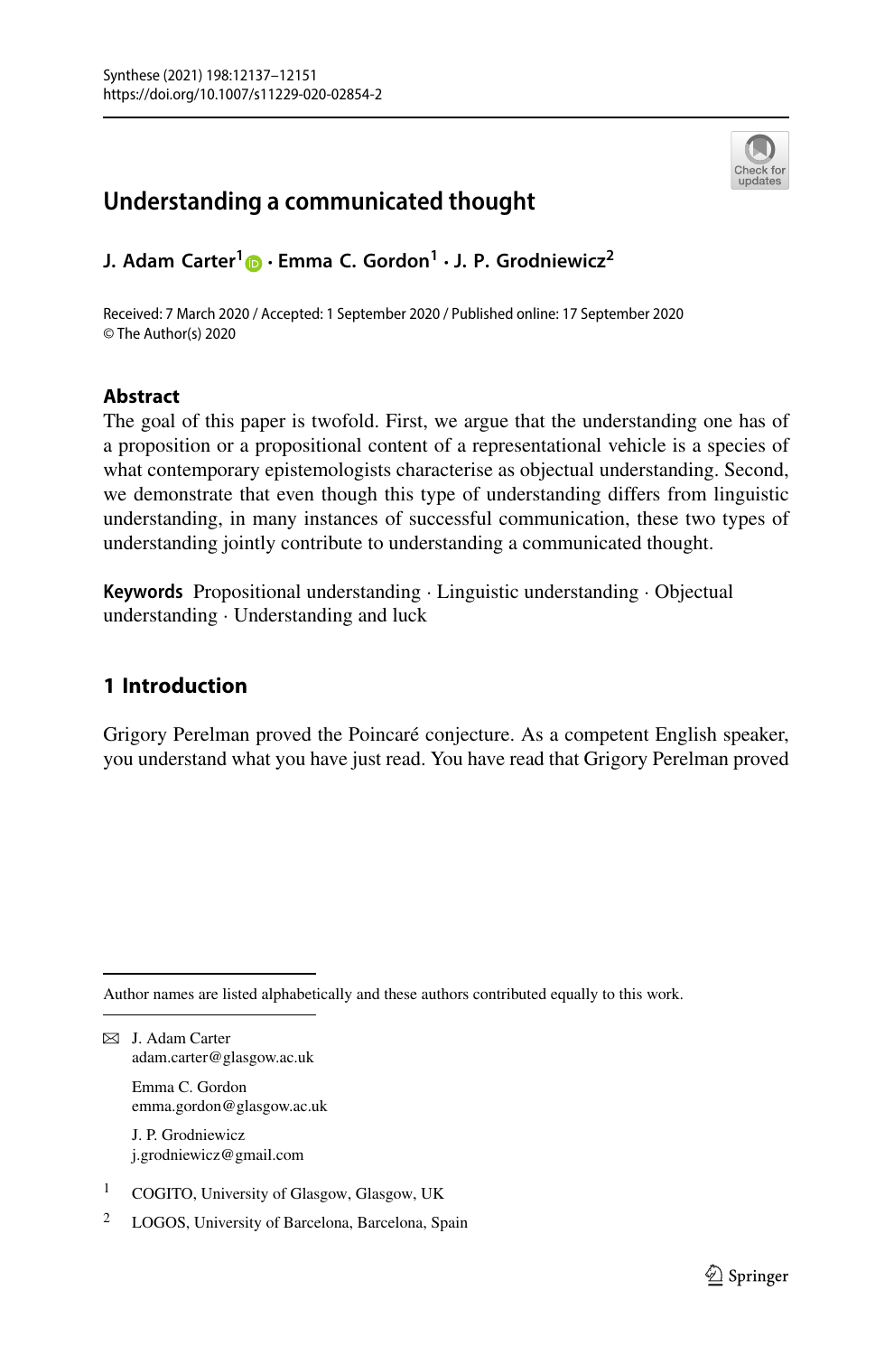# Understanding a communicated thought

**J. Adam Carter**[1] · **Emma C. Gordon**[1] · **J. P. Grodniewicz**[2]

Received: 7 March 2020 / Accepted: 1 September 2020 / Published online: 17 September 2020
© The Author(s) 2020

## Abstract

The goal of this paper is twofold. First, we argue that the understanding one has of a proposition or a propositional content of a representational vehicle is a species of what contemporary epistemologists characterise as objectual understanding. Second, we demonstrate that even though this type of understanding differs from linguistic understanding, in many instances of successful communication, these two types of understanding jointly contribute to understanding a communicated thought.

**Keywords** Propositional understanding · Linguistic understanding · Objectual understanding · Understanding and luck

## 1 Introduction

Grigory Perelman proved the Poincaré conjecture. As a competent English speaker, you understand what you have just read. You have read that Grigory Perelman proved

---

Author names are listed alphabetically and these authors contributed equally to this work.

✉ J. Adam Carter
adam.carter@glasgow.ac.uk

Emma C. Gordon
emma.gordon@glasgow.ac.uk

J. P. Grodniewicz
j.grodniewicz@gmail.com

[1] COGITO, University of Glasgow, Glasgow, UK

[2] LOGOS, University of Barcelona, Barcelona, Spain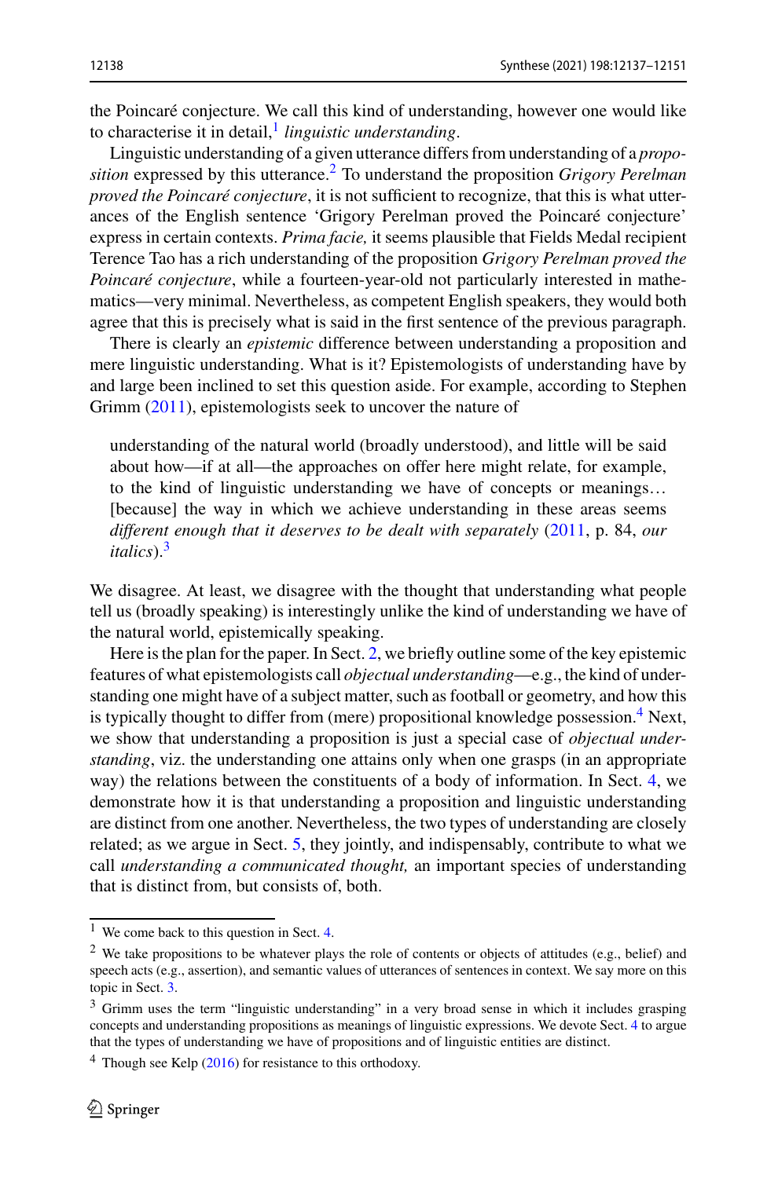the Poincaré conjecture. We call this kind of understanding, however one would like to characterise it in detail,[1] *linguistic understanding*.

Linguistic understanding of a given utterance differs from understanding of a *proposition* expressed by this utterance.[2] To understand the proposition *Grigory Perelman proved the Poincaré conjecture*, it is not sufficient to recognize, that this is what utterances of the English sentence 'Grigory Perelman proved the Poincaré conjecture' express in certain contexts. *Prima facie,* it seems plausible that Fields Medal recipient Terence Tao has a rich understanding of the proposition *Grigory Perelman proved the Poincaré conjecture*, while a fourteen-year-old not particularly interested in mathematics—very minimal. Nevertheless, as competent English speakers, they would both agree that this is precisely what is said in the first sentence of the previous paragraph.

There is clearly an *epistemic* difference between understanding a proposition and mere linguistic understanding. What is it? Epistemologists of understanding have by and large been inclined to set this question aside. For example, according to Stephen Grimm (2011), epistemologists seek to uncover the nature of

> understanding of the natural world (broadly understood), and little will be said about how—if at all—the approaches on offer here might relate, for example, to the kind of linguistic understanding we have of concepts or meanings… [because] the way in which we achieve understanding in these areas seems *different enough that it deserves to be dealt with separately* (2011, p. 84, *our italics*).[3]

We disagree. At least, we disagree with the thought that understanding what people tell us (broadly speaking) is interestingly unlike the kind of understanding we have of the natural world, epistemically speaking.

Here is the plan for the paper. In Sect. 2, we briefly outline some of the key epistemic features of what epistemologists call *objectual understanding*—e.g., the kind of understanding one might have of a subject matter, such as football or geometry, and how this is typically thought to differ from (mere) propositional knowledge possession.[4] Next, we show that understanding a proposition is just a special case of *objectual understanding*, viz. the understanding one attains only when one grasps (in an appropriate way) the relations between the constituents of a body of information. In Sect. 4, we demonstrate how it is that understanding a proposition and linguistic understanding are distinct from one another. Nevertheless, the two types of understanding are closely related; as we argue in Sect. 5, they jointly, and indispensably, contribute to what we call *understanding a communicated thought,* an important species of understanding that is distinct from, but consists of, both.

---

[1] We come back to this question in Sect. 4.

[2] We take propositions to be whatever plays the role of contents or objects of attitudes (e.g., belief) and speech acts (e.g., assertion), and semantic values of utterances of sentences in context. We say more on this topic in Sect. 3.

[3] Grimm uses the term "linguistic understanding" in a very broad sense in which it includes grasping concepts and understanding propositions as meanings of linguistic expressions. We devote Sect. 4 to argue that the types of understanding we have of propositions and of linguistic entities are distinct.

[4] Though see Kelp (2016) for resistance to this orthodoxy.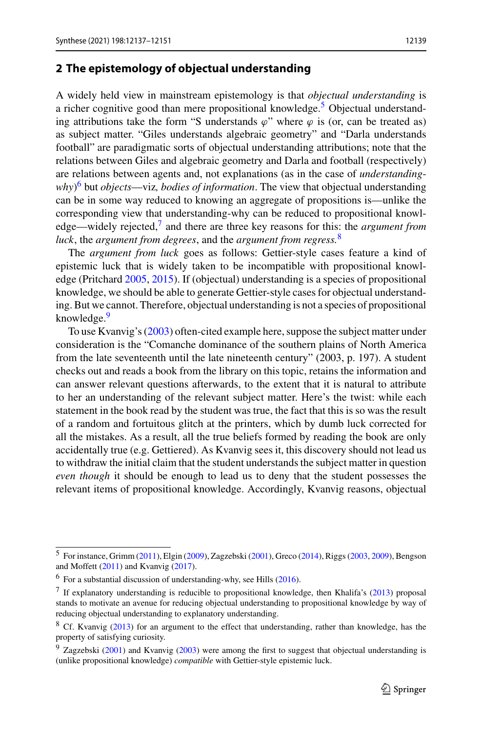## 2 The epistemology of objectual understanding

A widely held view in mainstream epistemology is that *objectual understanding* is a richer cognitive good than mere propositional knowledge.[5] Objectual understanding attributions take the form "S understands $\varphi$" where $\varphi$ is (or, can be treated as) as subject matter. "Giles understands algebraic geometry" and "Darla understands football" are paradigmatic sorts of objectual understanding attributions; note that the relations between Giles and algebraic geometry and Darla and football (respectively) are relations between agents and, not explanations (as in the case of *understanding-why*)[6] but *objects*—viz, *bodies of information*. The view that objectual understanding can be in some way reduced to knowing an aggregate of propositions is—unlike the corresponding view that understanding-why can be reduced to propositional knowledge—widely rejected,[7] and there are three key reasons for this: the *argument from luck*, the *argument from degrees*, and the *argument from regress.*[8]

The *argument from luck* goes as follows: Gettier-style cases feature a kind of epistemic luck that is widely taken to be incompatible with propositional knowledge (Pritchard 2005, 2015). If (objectual) understanding is a species of propositional knowledge, we should be able to generate Gettier-style cases for objectual understanding. But we cannot. Therefore, objectual understanding is not a species of propositional knowledge.[9]

To use Kvanvig's (2003) often-cited example here, suppose the subject matter under consideration is the "Comanche dominance of the southern plains of North America from the late seventeenth until the late nineteenth century" (2003, p. 197). A student checks out and reads a book from the library on this topic, retains the information and can answer relevant questions afterwards, to the extent that it is natural to attribute to her an understanding of the relevant subject matter. Here's the twist: while each statement in the book read by the student was true, the fact that this is so was the result of a random and fortuitous glitch at the printers, which by dumb luck corrected for all the mistakes. As a result, all the true beliefs formed by reading the book are only accidentally true (e.g. Gettiered). As Kvanvig sees it, this discovery should not lead us to withdraw the initial claim that the student understands the subject matter in question *even though* it should be enough to lead us to deny that the student possesses the relevant items of propositional knowledge. Accordingly, Kvanvig reasons, objectual

---

[5] For instance, Grimm (2011), Elgin (2009), Zagzebski (2001), Greco (2014), Riggs (2003, 2009), Bengson and Moffett (2011) and Kvanvig (2017).

[6] For a substantial discussion of understanding-why, see Hills (2016).

[7] If explanatory understanding is reducible to propositional knowledge, then Khalifa's (2013) proposal stands to motivate an avenue for reducing objectual understanding to propositional knowledge by way of reducing objectual understanding to explanatory understanding.

[8] Cf. Kvanvig (2013) for an argument to the effect that understanding, rather than knowledge, has the property of satisfying curiosity.

[9] Zagzebski (2001) and Kvanvig (2003) were among the first to suggest that objectual understanding is (unlike propositional knowledge) *compatible* with Gettier-style epistemic luck.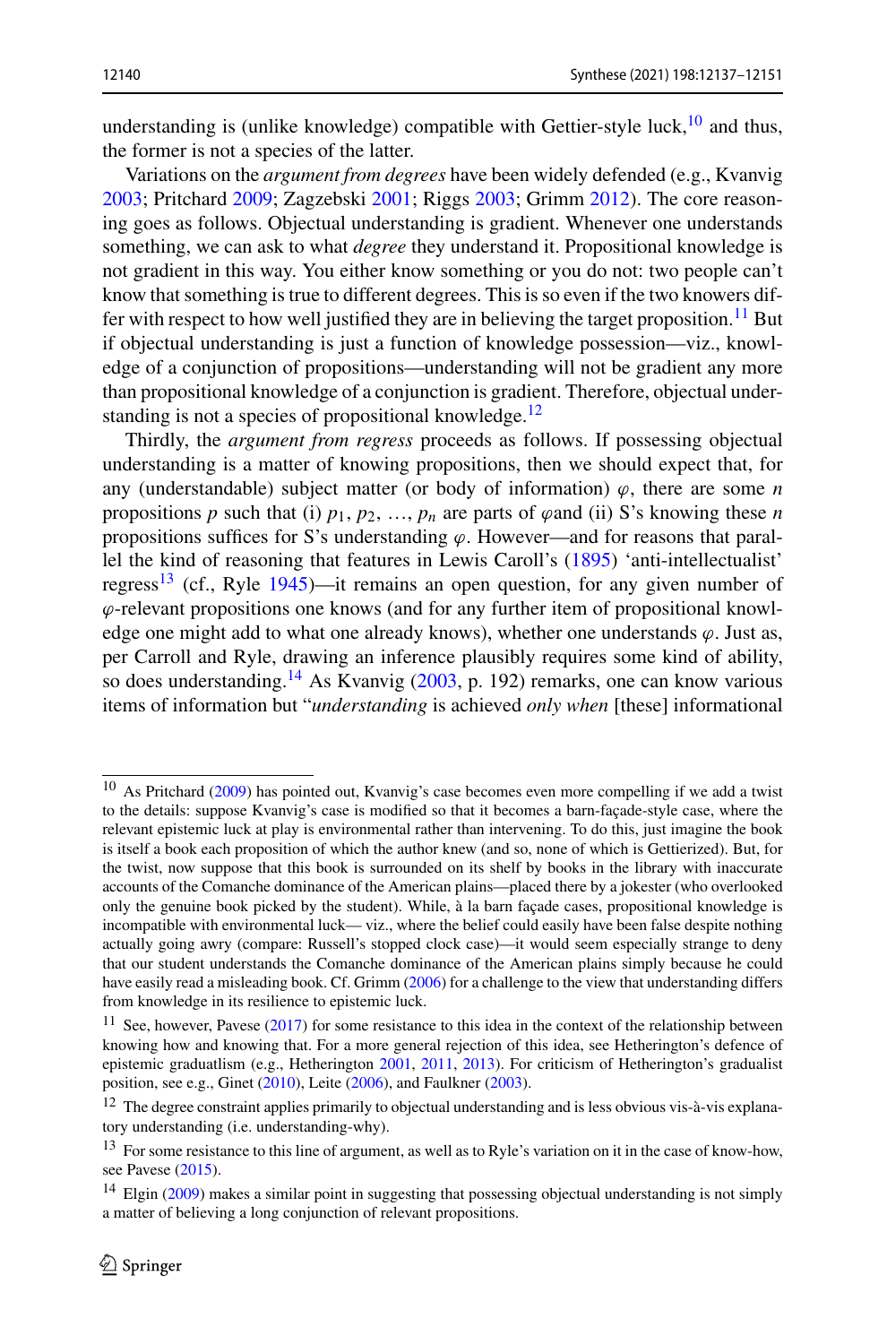understanding is (unlike knowledge) compatible with Gettier-style luck,[10] and thus, the former is not a species of the latter.

Variations on the *argument from degrees* have been widely defended (e.g., Kvanvig 2003; Pritchard 2009; Zagzebski 2001; Riggs 2003; Grimm 2012). The core reasoning goes as follows. Objectual understanding is gradient. Whenever one understands something, we can ask to what *degree* they understand it. Propositional knowledge is not gradient in this way. You either know something or you do not: two people can't know that something is true to different degrees. This is so even if the two knowers differ with respect to how well justified they are in believing the target proposition.[11] But if objectual understanding is just a function of knowledge possession—viz., knowledge of a conjunction of propositions—understanding will not be gradient any more than propositional knowledge of a conjunction is gradient. Therefore, objectual understanding is not a species of propositional knowledge.[12]

Thirdly, the *argument from regress* proceeds as follows. If possessing objectual understanding is a matter of knowing propositions, then we should expect that, for any (understandable) subject matter (or body of information) $\varphi$, there are some $n$ propositions $p$ such that (i) $p_1$, $p_2$, …, $p_n$ are parts of $\varphi$and (ii) S's knowing these $n$ propositions suffices for S's understanding $\varphi$. However—and for reasons that parallel the kind of reasoning that features in Lewis Caroll's (1895) 'anti-intellectualist' regress[13] (cf., Ryle 1945)—it remains an open question, for any given number of $\varphi$-relevant propositions one knows (and for any further item of propositional knowledge one might add to what one already knows), whether one understands $\varphi$. Just as, per Carroll and Ryle, drawing an inference plausibly requires some kind of ability, so does understanding.[14] As Kvanvig (2003, p. 192) remarks, one can know various items of information but "*understanding* is achieved *only when* [these] informational

---

[10] As Pritchard (2009) has pointed out, Kvanvig's case becomes even more compelling if we add a twist to the details: suppose Kvanvig's case is modified so that it becomes a barn-façade-style case, where the relevant epistemic luck at play is environmental rather than intervening. To do this, just imagine the book is itself a book each proposition of which the author knew (and so, none of which is Gettierized). But, for the twist, now suppose that this book is surrounded on its shelf by books in the library with inaccurate accounts of the Comanche dominance of the American plains—placed there by a jokester (who overlooked only the genuine book picked by the student). While, à la barn façade cases, propositional knowledge is incompatible with environmental luck— viz., where the belief could easily have been false despite nothing actually going awry (compare: Russell's stopped clock case)—it would seem especially strange to deny that our student understands the Comanche dominance of the American plains simply because he could have easily read a misleading book. Cf. Grimm (2006) for a challenge to the view that understanding differs from knowledge in its resilience to epistemic luck.

[11] See, however, Pavese (2017) for some resistance to this idea in the context of the relationship between knowing how and knowing that. For a more general rejection of this idea, see Hetherington's defence of epistemic graduatlism (e.g., Hetherington 2001, 2011, 2013). For criticism of Hetherington's gradualist position, see e.g., Ginet (2010), Leite (2006), and Faulkner (2003).

[12] The degree constraint applies primarily to objectual understanding and is less obvious vis-à-vis explanatory understanding (i.e. understanding-why).

[13] For some resistance to this line of argument, as well as to Ryle's variation on it in the case of know-how, see Pavese (2015).

[14] Elgin (2009) makes a similar point in suggesting that possessing objectual understanding is not simply a matter of believing a long conjunction of relevant propositions.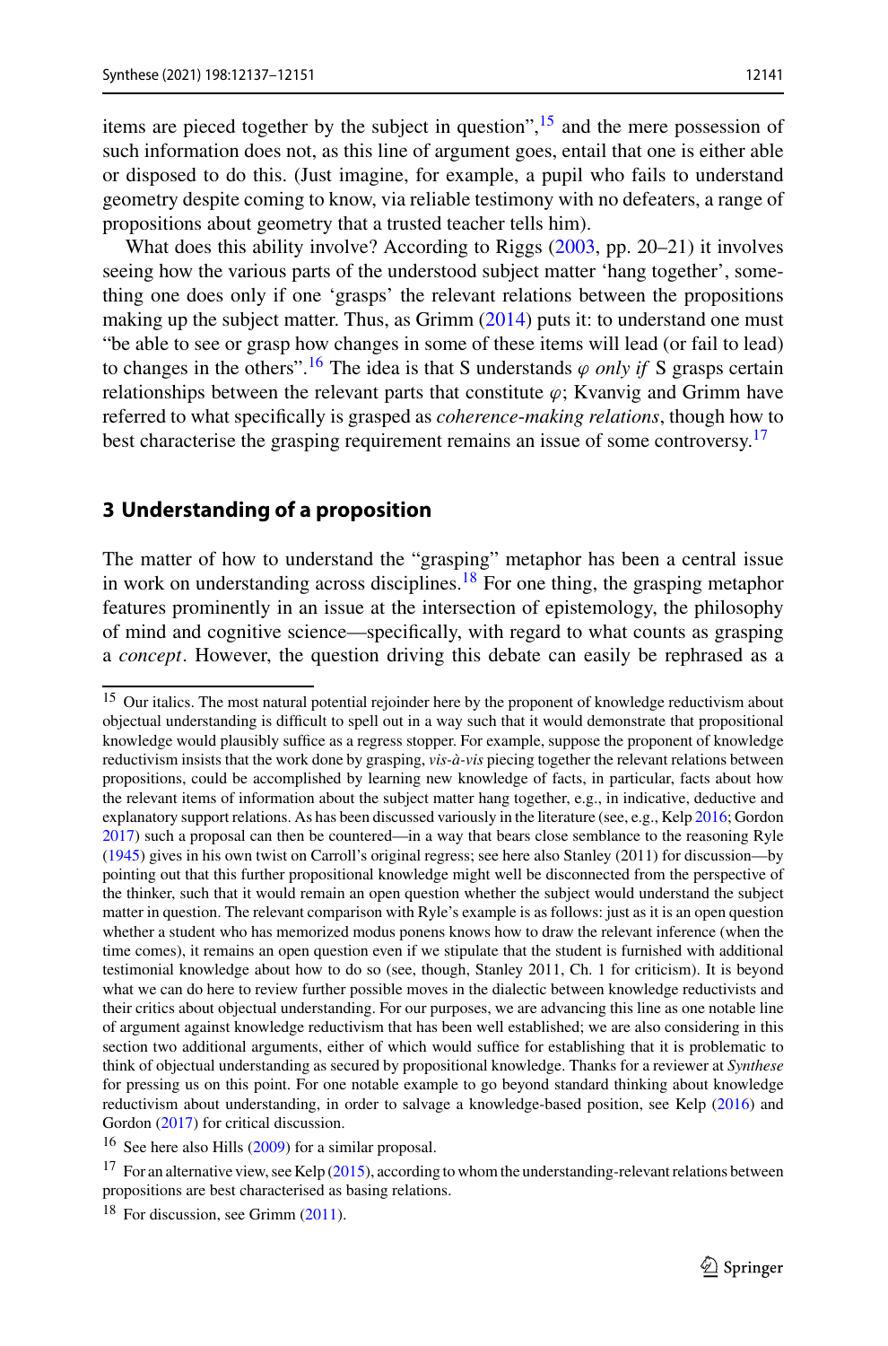items are pieced together by the subject in question",[15] and the mere possession of such information does not, as this line of argument goes, entail that one is either able or disposed to do this. (Just imagine, for example, a pupil who fails to understand geometry despite coming to know, via reliable testimony with no defeaters, a range of propositions about geometry that a trusted teacher tells him).

What does this ability involve? According to Riggs (2003, pp. 20–21) it involves seeing how the various parts of the understood subject matter 'hang together', something one does only if one 'grasps' the relevant relations between the propositions making up the subject matter. Thus, as Grimm (2014) puts it: to understand one must "be able to see or grasp how changes in some of these items will lead (or fail to lead) to changes in the others".[16] The idea is that S understands $\varphi$ *only if* S grasps certain relationships between the relevant parts that constitute $\varphi$; Kvanvig and Grimm have referred to what specifically is grasped as *coherence-making relations*, though how to best characterise the grasping requirement remains an issue of some controversy.[17]

## 3 Understanding of a proposition

The matter of how to understand the "grasping" metaphor has been a central issue in work on understanding across disciplines.[18] For one thing, the grasping metaphor features prominently in an issue at the intersection of epistemology, the philosophy of mind and cognitive science—specifically, with regard to what counts as grasping a *concept*. However, the question driving this debate can easily be rephrased as a

---

[15] Our italics. The most natural potential rejoinder here by the proponent of knowledge reductivism about objectual understanding is difficult to spell out in a way such that it would demonstrate that propositional knowledge would plausibly suffice as a regress stopper. For example, suppose the proponent of knowledge reductivism insists that the work done by grasping, *vis-à-vis* piecing together the relevant relations between propositions, could be accomplished by learning new knowledge of facts, in particular, facts about how the relevant items of information about the subject matter hang together, e.g., in indicative, deductive and explanatory support relations. As has been discussed variously in the literature (see, e.g., Kelp 2016; Gordon 2017) such a proposal can then be countered—in a way that bears close semblance to the reasoning Ryle (1945) gives in his own twist on Carroll's original regress; see here also Stanley (2011) for discussion—by pointing out that this further propositional knowledge might well be disconnected from the perspective of the thinker, such that it would remain an open question whether the subject would understand the subject matter in question. The relevant comparison with Ryle's example is as follows: just as it is an open question whether a student who has memorized modus ponens knows how to draw the relevant inference (when the time comes), it remains an open question even if we stipulate that the student is furnished with additional testimonial knowledge about how to do so (see, though, Stanley 2011, Ch. 1 for criticism). It is beyond what we can do here to review further possible moves in the dialectic between knowledge reductivists and their critics about objectual understanding. For our purposes, we are advancing this line as one notable line of argument against knowledge reductivism that has been well established; we are also considering in this section two additional arguments, either of which would suffice for establishing that it is problematic to think of objectual understanding as secured by propositional knowledge. Thanks for a reviewer at *Synthese* for pressing us on this point. For one notable example to go beyond standard thinking about knowledge reductivism about understanding, in order to salvage a knowledge-based position, see Kelp (2016) and Gordon (2017) for critical discussion.

[16] See here also Hills (2009) for a similar proposal.

[17] For an alternative view, see Kelp (2015), according to whom the understanding-relevant relations between propositions are best characterised as basing relations.

[18] For discussion, see Grimm (2011).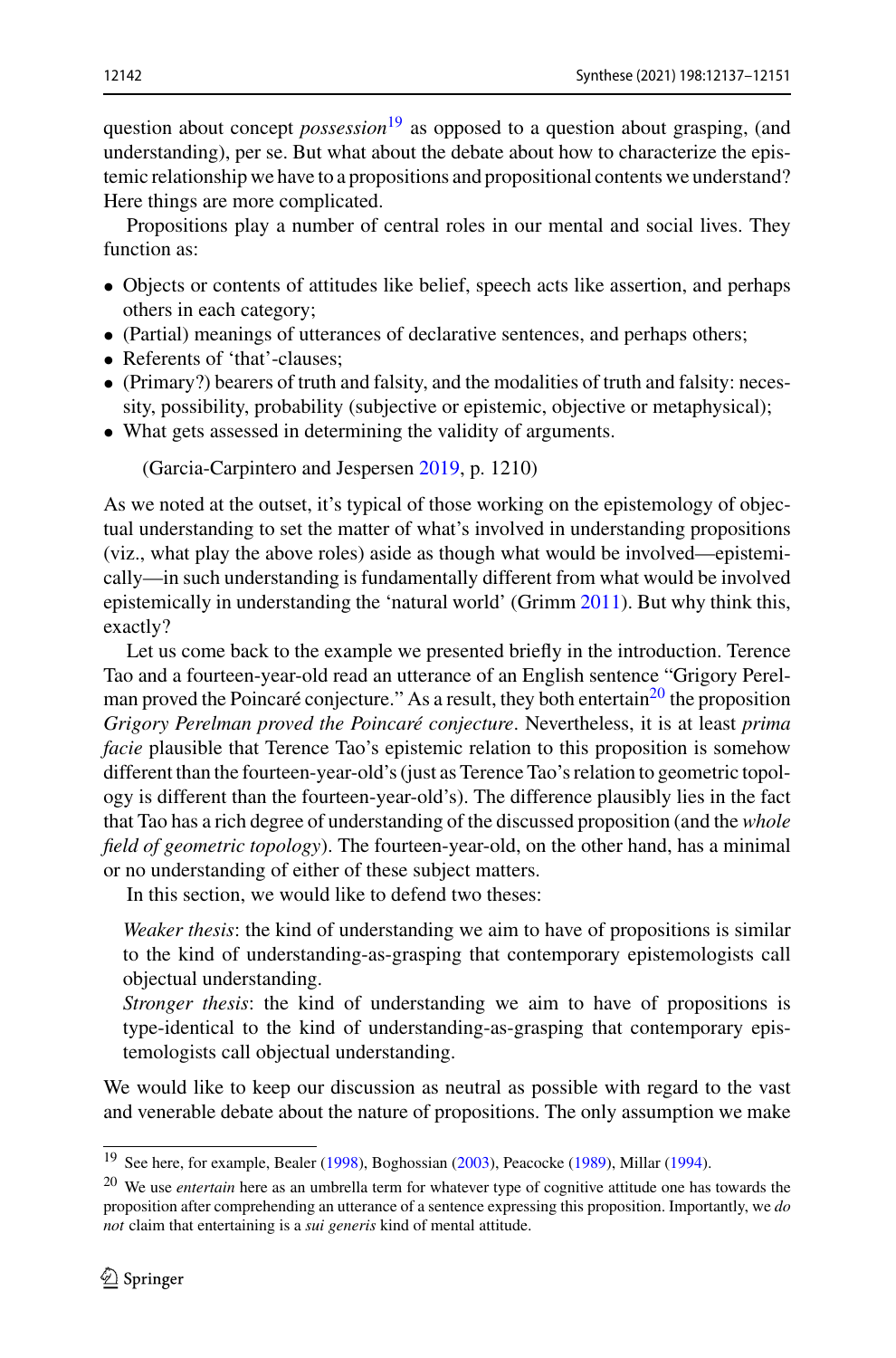question about concept *possession*[19] as opposed to a question about grasping, (and understanding), per se. But what about the debate about how to characterize the epistemic relationship we have to a propositions and propositional contents we understand? Here things are more complicated.

Propositions play a number of central roles in our mental and social lives. They function as:

- Objects or contents of attitudes like belief, speech acts like assertion, and perhaps others in each category;
- (Partial) meanings of utterances of declarative sentences, and perhaps others;
- Referents of 'that'-clauses;
- (Primary?) bearers of truth and falsity, and the modalities of truth and falsity: necessity, possibility, probability (subjective or epistemic, objective or metaphysical);
- What gets assessed in determining the validity of arguments.

(Garcia-Carpintero and Jespersen 2019, p. 1210)

As we noted at the outset, it's typical of those working on the epistemology of objectual understanding to set the matter of what's involved in understanding propositions (viz., what play the above roles) aside as though what would be involved—epistemically—in such understanding is fundamentally different from what would be involved epistemically in understanding the 'natural world' (Grimm 2011). But why think this, exactly?

Let us come back to the example we presented briefly in the introduction. Terence Tao and a fourteen-year-old read an utterance of an English sentence "Grigory Perelman proved the Poincaré conjecture." As a result, they both entertain[20] the proposition *Grigory Perelman proved the Poincaré conjecture*. Nevertheless, it is at least *prima facie* plausible that Terence Tao's epistemic relation to this proposition is somehow different than the fourteen-year-old's (just as Terence Tao's relation to geometric topology is different than the fourteen-year-old's). The difference plausibly lies in the fact that Tao has a rich degree of understanding of the discussed proposition (and the *whole field of geometric topology*). The fourteen-year-old, on the other hand, has a minimal or no understanding of either of these subject matters.

In this section, we would like to defend two theses:

*Weaker thesis*: the kind of understanding we aim to have of propositions is similar to the kind of understanding-as-grasping that contemporary epistemologists call objectual understanding.

*Stronger thesis*: the kind of understanding we aim to have of propositions is type-identical to the kind of understanding-as-grasping that contemporary epistemologists call objectual understanding.

We would like to keep our discussion as neutral as possible with regard to the vast and venerable debate about the nature of propositions. The only assumption we make

---

[19] See here, for example, Bealer (1998), Boghossian (2003), Peacocke (1989), Millar (1994).

[20] We use *entertain* here as an umbrella term for whatever type of cognitive attitude one has towards the proposition after comprehending an utterance of a sentence expressing this proposition. Importantly, we *do not* claim that entertaining is a *sui generis* kind of mental attitude.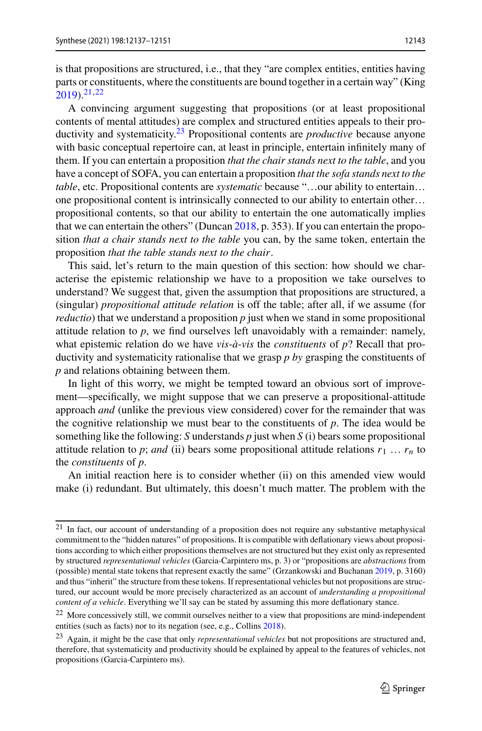is that propositions are structured, i.e., that they "are complex entities, entities having parts or constituents, where the constituents are bound together in a certain way" (King 2019).[21,22]

A convincing argument suggesting that propositions (or at least propositional contents of mental attitudes) are complex and structured entities appeals to their productivity and systematicity.[23] Propositional contents are *productive* because anyone with basic conceptual repertoire can, at least in principle, entertain infinitely many of them. If you can entertain a proposition *that the chair stands next to the table*, and you have a concept of SOFA, you can entertain a proposition *that the sofa stands next to the table*, etc. Propositional contents are *systematic* because "…our ability to entertain… one propositional content is intrinsically connected to our ability to entertain other… propositional contents, so that our ability to entertain the one automatically implies that we can entertain the others" (Duncan 2018, p. 353). If you can entertain the proposition *that a chair stands next to the table* you can, by the same token, entertain the proposition *that the table stands next to the chair*.

This said, let's return to the main question of this section: how should we characterise the epistemic relationship we have to a proposition we take ourselves to understand? We suggest that, given the assumption that propositions are structured, a (singular) *propositional attitude relation* is off the table; after all, if we assume (for *reductio*) that we understand a proposition $p$ just when we stand in some propositional attitude relation to $p$, we find ourselves left unavoidably with a remainder: namely, what epistemic relation do we have *vis-à-vis* the *constituents* of $p$? Recall that productivity and systematicity rationalise that we grasp $p$ *by* grasping the constituents of $p$ and relations obtaining between them.

In light of this worry, we might be tempted toward an obvious sort of improvement—specifically, we might suppose that we can preserve a propositional-attitude approach *and* (unlike the previous view considered) cover for the remainder that was the cognitive relationship we must bear to the constituents of $p$. The idea would be something like the following: $S$ understands $p$ just when $S$ (i) bears some propositional attitude relation to $p$; *and* (ii) bears some propositional attitude relations $r_1 \ldots r_n$ to the *constituents* of $p$.

An initial reaction here is to consider whether (ii) on this amended view would make (i) redundant. But ultimately, this doesn't much matter. The problem with the

---

[21] In fact, our account of understanding of a proposition does not require any substantive metaphysical commitment to the "hidden natures" of propositions. It is compatible with deflationary views about propositions according to which either propositions themselves are not structured but they exist only as represented by structured *representational vehicles* (Garcia-Carpintero ms, p. 3) or "propositions are *abstractions* from (possible) mental state tokens that represent exactly the same" (Grzankowski and Buchanan 2019, p. 3160) and thus "inherit" the structure from these tokens. If representational vehicles but not propositions are structured, our account would be more precisely characterized as an account of *understanding a propositional content of a vehicle*. Everything we'll say can be stated by assuming this more deflationary stance.

[22] More concessively still, we commit ourselves neither to a view that propositions are mind-independent entities (such as facts) nor to its negation (see, e.g., Collins 2018).

[23] Again, it might be the case that only *representational vehicles* but not propositions are structured and, therefore, that systematicity and productivity should be explained by appeal to the features of vehicles, not propositions (Garcia-Carpintero ms).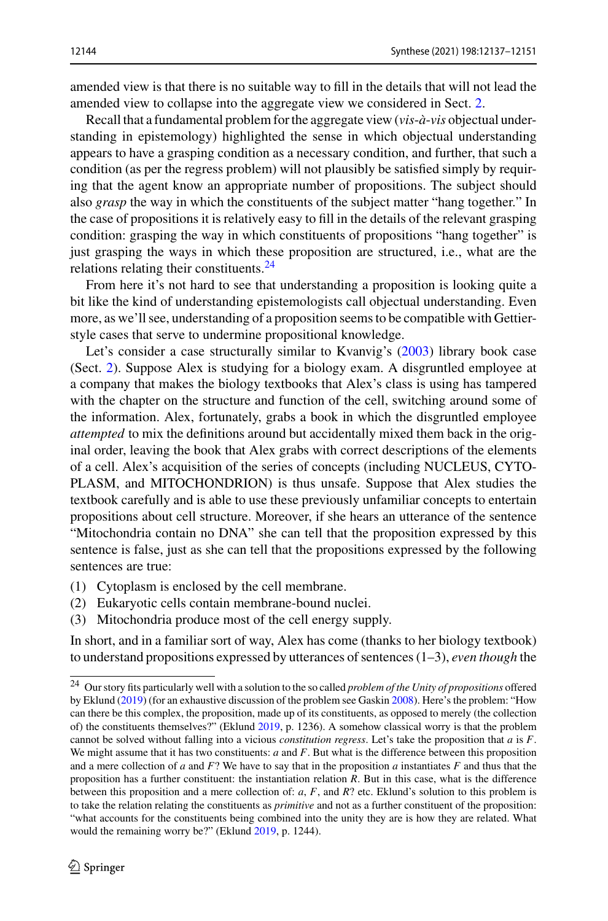amended view is that there is no suitable way to fill in the details that will not lead the amended view to collapse into the aggregate view we considered in Sect. 2.

Recall that a fundamental problem for the aggregate view (*vis-à-vis* objectual understanding in epistemology) highlighted the sense in which objectual understanding appears to have a grasping condition as a necessary condition, and further, that such a condition (as per the regress problem) will not plausibly be satisfied simply by requiring that the agent know an appropriate number of propositions. The subject should also *grasp* the way in which the constituents of the subject matter "hang together." In the case of propositions it is relatively easy to fill in the details of the relevant grasping condition: grasping the way in which constituents of propositions "hang together" is just grasping the ways in which these proposition are structured, i.e., what are the relations relating their constituents.[24]

From here it's not hard to see that understanding a proposition is looking quite a bit like the kind of understanding epistemologists call objectual understanding. Even more, as we'll see, understanding of a proposition seems to be compatible with Gettier-style cases that serve to undermine propositional knowledge.

Let's consider a case structurally similar to Kvanvig's (2003) library book case (Sect. 2). Suppose Alex is studying for a biology exam. A disgruntled employee at a company that makes the biology textbooks that Alex's class is using has tampered with the chapter on the structure and function of the cell, switching around some of the information. Alex, fortunately, grabs a book in which the disgruntled employee *attempted* to mix the definitions around but accidentally mixed them back in the original order, leaving the book that Alex grabs with correct descriptions of the elements of a cell. Alex's acquisition of the series of concepts (including NUCLEUS, CYTOPLASM, and MITOCHONDRION) is thus unsafe. Suppose that Alex studies the textbook carefully and is able to use these previously unfamiliar concepts to entertain propositions about cell structure. Moreover, if she hears an utterance of the sentence "Mitochondria contain no DNA" she can tell that the proposition expressed by this sentence is false, just as she can tell that the propositions expressed by the following sentences are true:

(1) Cytoplasm is enclosed by the cell membrane.
(2) Eukaryotic cells contain membrane-bound nuclei.
(3) Mitochondria produce most of the cell energy supply.

In short, and in a familiar sort of way, Alex has come (thanks to her biology textbook) to understand propositions expressed by utterances of sentences (1–3), *even though* the

---

[24] Our story fits particularly well with a solution to the so called *problem of the Unity of propositions* offered by Eklund (2019) (for an exhaustive discussion of the problem see Gaskin 2008). Here's the problem: "How can there be this complex, the proposition, made up of its constituents, as opposed to merely (the collection of) the constituents themselves?" (Eklund 2019, p. 1236). A somehow classical worry is that the problem cannot be solved without falling into a vicious *constitution regress*. Let's take the proposition that $a$ is $F$. We might assume that it has two constituents: $a$ and $F$. But what is the difference between this proposition and a mere collection of $a$ and $F$? We have to say that in the proposition $a$ instantiates $F$ and thus that the proposition has a further constituent: the instantiation relation $R$. But in this case, what is the difference between this proposition and a mere collection of: $a$, $F$, and $R$? etc. Eklund's solution to this problem is to take the relation relating the constituents as *primitive* and not as a further constituent of the proposition: "what accounts for the constituents being combined into the unity they are is how they are related. What would the remaining worry be?" (Eklund 2019, p. 1244).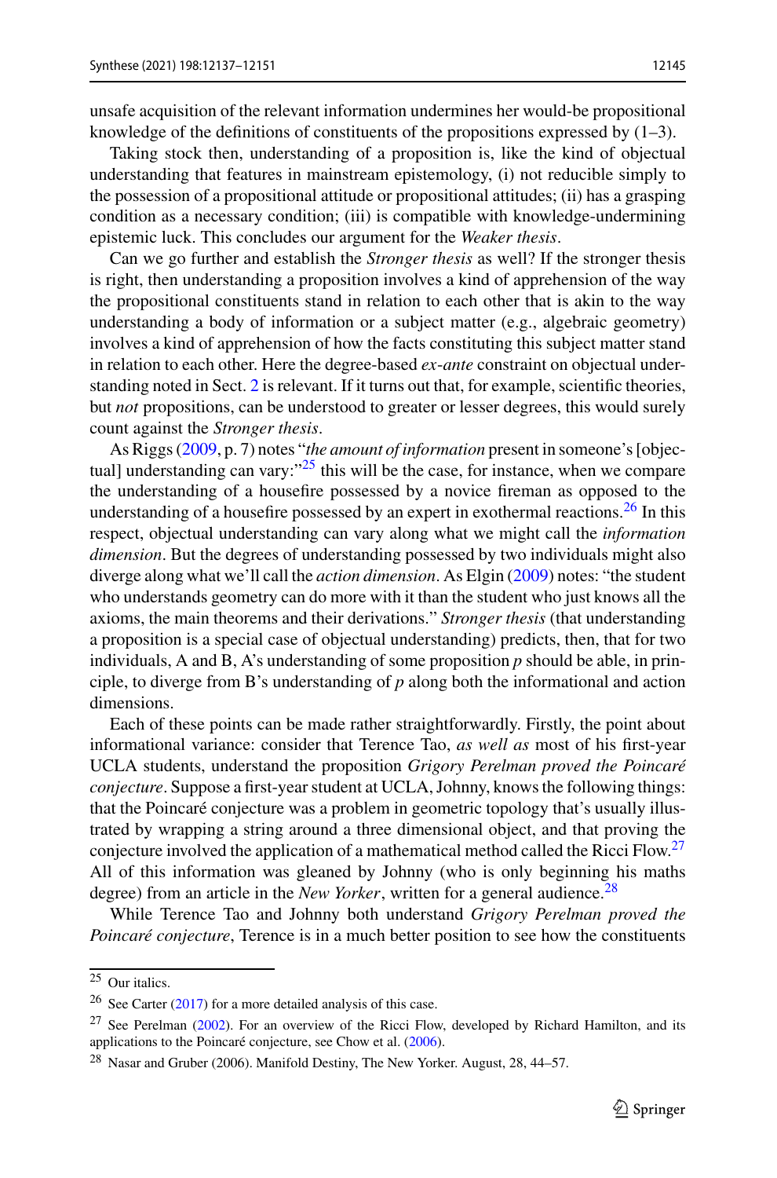unsafe acquisition of the relevant information undermines her would-be propositional knowledge of the definitions of constituents of the propositions expressed by (1–3).

Taking stock then, understanding of a proposition is, like the kind of objectual understanding that features in mainstream epistemology, (i) not reducible simply to the possession of a propositional attitude or propositional attitudes; (ii) has a grasping condition as a necessary condition; (iii) is compatible with knowledge-undermining epistemic luck. This concludes our argument for the *Weaker thesis*.

Can we go further and establish the *Stronger thesis* as well? If the stronger thesis is right, then understanding a proposition involves a kind of apprehension of the way the propositional constituents stand in relation to each other that is akin to the way understanding a body of information or a subject matter (e.g., algebraic geometry) involves a kind of apprehension of how the facts constituting this subject matter stand in relation to each other. Here the degree-based *ex-ante* constraint on objectual understanding noted in Sect. 2 is relevant. If it turns out that, for example, scientific theories, but *not* propositions, can be understood to greater or lesser degrees, this would surely count against the *Stronger thesis*.

As Riggs (2009, p. 7) notes "*the amount of information* present in someone's [objectual] understanding can vary:"[25] this will be the case, for instance, when we compare the understanding of a housefire possessed by a novice fireman as opposed to the understanding of a housefire possessed by an expert in exothermal reactions.[26] In this respect, objectual understanding can vary along what we might call the *information dimension*. But the degrees of understanding possessed by two individuals might also diverge along what we'll call the *action dimension*. As Elgin (2009) notes: "the student who understands geometry can do more with it than the student who just knows all the axioms, the main theorems and their derivations." *Stronger thesis* (that understanding a proposition is a special case of objectual understanding) predicts, then, that for two individuals, A and B, A's understanding of some proposition *p* should be able, in principle, to diverge from B's understanding of *p* along both the informational and action dimensions.

Each of these points can be made rather straightforwardly. Firstly, the point about informational variance: consider that Terence Tao, *as well as* most of his first-year UCLA students, understand the proposition *Grigory Perelman proved the Poincaré conjecture*. Suppose a first-year student at UCLA, Johnny, knows the following things: that the Poincaré conjecture was a problem in geometric topology that's usually illustrated by wrapping a string around a three dimensional object, and that proving the conjecture involved the application of a mathematical method called the Ricci Flow.[27] All of this information was gleaned by Johnny (who is only beginning his maths degree) from an article in the *New Yorker*, written for a general audience.[28]

While Terence Tao and Johnny both understand *Grigory Perelman proved the Poincaré conjecture*, Terence is in a much better position to see how the constituents

[25] Our italics.

[26] See Carter (2017) for a more detailed analysis of this case.

[27] See Perelman (2002). For an overview of the Ricci Flow, developed by Richard Hamilton, and its applications to the Poincaré conjecture, see Chow et al. (2006).

[28] Nasar and Gruber (2006). Manifold Destiny, The New Yorker. August, 28, 44–57.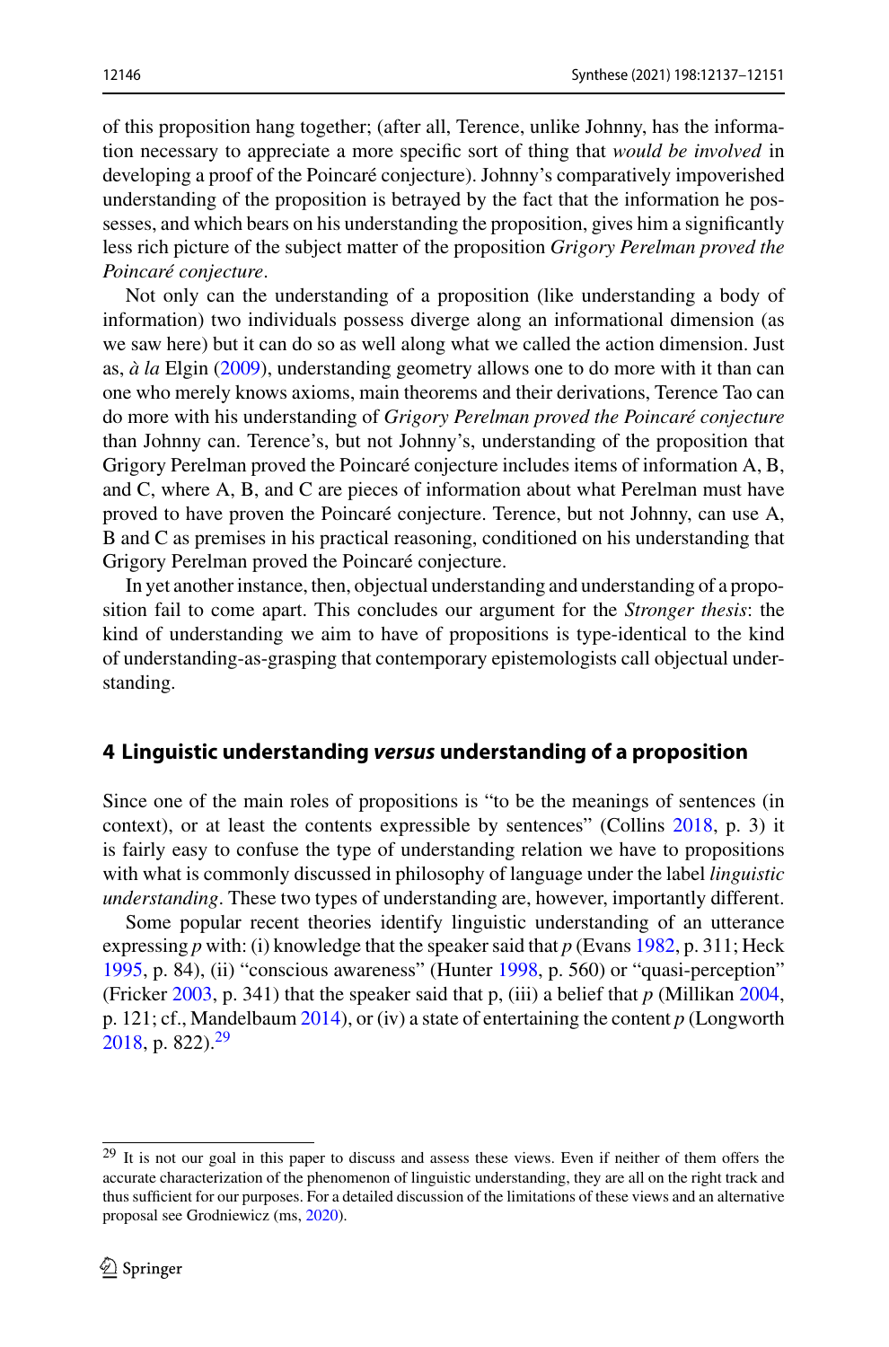of this proposition hang together; (after all, Terence, unlike Johnny, has the information necessary to appreciate a more specific sort of thing that *would be involved* in developing a proof of the Poincaré conjecture). Johnny's comparatively impoverished understanding of the proposition is betrayed by the fact that the information he possesses, and which bears on his understanding the proposition, gives him a significantly less rich picture of the subject matter of the proposition *Grigory Perelman proved the Poincaré conjecture*.

Not only can the understanding of a proposition (like understanding a body of information) two individuals possess diverge along an informational dimension (as we saw here) but it can do so as well along what we called the action dimension. Just as, *à la* Elgin (2009), understanding geometry allows one to do more with it than can one who merely knows axioms, main theorems and their derivations, Terence Tao can do more with his understanding of *Grigory Perelman proved the Poincaré conjecture* than Johnny can. Terence's, but not Johnny's, understanding of the proposition that Grigory Perelman proved the Poincaré conjecture includes items of information A, B, and C, where A, B, and C are pieces of information about what Perelman must have proved to have proven the Poincaré conjecture. Terence, but not Johnny, can use A, B and C as premises in his practical reasoning, conditioned on his understanding that Grigory Perelman proved the Poincaré conjecture.

In yet another instance, then, objectual understanding and understanding of a proposition fail to come apart. This concludes our argument for the *Stronger thesis*: the kind of understanding we aim to have of propositions is type-identical to the kind of understanding-as-grasping that contemporary epistemologists call objectual understanding.

## 4 Linguistic understanding *versus* understanding of a proposition

Since one of the main roles of propositions is "to be the meanings of sentences (in context), or at least the contents expressible by sentences" (Collins 2018, p. 3) it is fairly easy to confuse the type of understanding relation we have to propositions with what is commonly discussed in philosophy of language under the label *linguistic understanding*. These two types of understanding are, however, importantly different.

Some popular recent theories identify linguistic understanding of an utterance expressing *p* with: (i) knowledge that the speaker said that *p* (Evans 1982, p. 311; Heck 1995, p. 84), (ii) "conscious awareness" (Hunter 1998, p. 560) or "quasi-perception" (Fricker 2003, p. 341) that the speaker said that p, (iii) a belief that *p* (Millikan 2004, p. 121; cf., Mandelbaum 2014), or (iv) a state of entertaining the content *p* (Longworth 2018, p. 822).[29]

[29] It is not our goal in this paper to discuss and assess these views. Even if neither of them offers the accurate characterization of the phenomenon of linguistic understanding, they are all on the right track and thus sufficient for our purposes. For a detailed discussion of the limitations of these views and an alternative proposal see Grodniewicz (ms, 2020).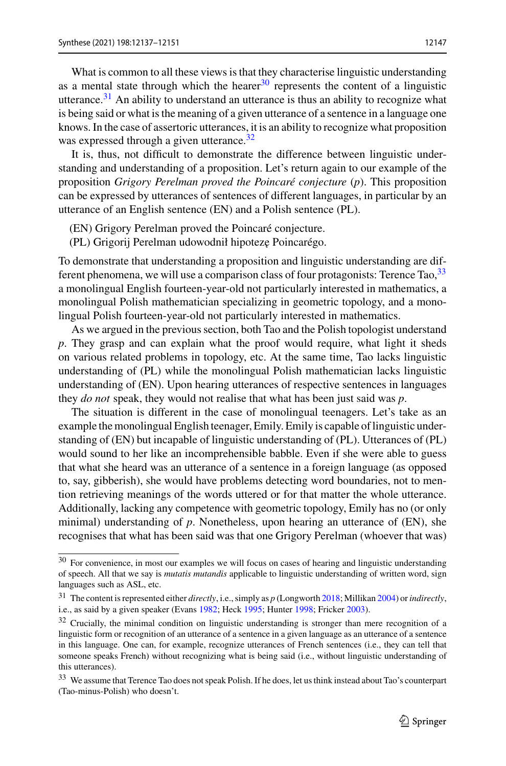What is common to all these views is that they characterise linguistic understanding as a mental state through which the hearer[30] represents the content of a linguistic utterance.[31] An ability to understand an utterance is thus an ability to recognize what is being said or what is the meaning of a given utterance of a sentence in a language one knows. In the case of assertoric utterances, it is an ability to recognize what proposition was expressed through a given utterance.[32]

It is, thus, not difficult to demonstrate the difference between linguistic understanding and understanding of a proposition. Let's return again to our example of the proposition *Grigory Perelman proved the Poincaré conjecture* (*p*). This proposition can be expressed by utterances of sentences of different languages, in particular by an utterance of an English sentence (EN) and a Polish sentence (PL).

(EN) Grigory Perelman proved the Poincaré conjecture.
(PL) Grigorij Perelman udowodnił hipotezę Poincarégo.

To demonstrate that understanding a proposition and linguistic understanding are different phenomena, we will use a comparison class of four protagonists: Terence Tao,[33] a monolingual English fourteen-year-old not particularly interested in mathematics, a monolingual Polish mathematician specializing in geometric topology, and a monolingual Polish fourteen-year-old not particularly interested in mathematics.

As we argued in the previous section, both Tao and the Polish topologist understand *p*. They grasp and can explain what the proof would require, what light it sheds on various related problems in topology, etc. At the same time, Tao lacks linguistic understanding of (PL) while the monolingual Polish mathematician lacks linguistic understanding of (EN). Upon hearing utterances of respective sentences in languages they *do not* speak, they would not realise that what has been just said was *p*.

The situation is different in the case of monolingual teenagers. Let's take as an example the monolingual English teenager, Emily. Emily is capable of linguistic understanding of (EN) but incapable of linguistic understanding of (PL). Utterances of (PL) would sound to her like an incomprehensible babble. Even if she were able to guess that what she heard was an utterance of a sentence in a foreign language (as opposed to, say, gibberish), she would have problems detecting word boundaries, not to mention retrieving meanings of the words uttered or for that matter the whole utterance. Additionally, lacking any competence with geometric topology, Emily has no (or only minimal) understanding of *p*. Nonetheless, upon hearing an utterance of (EN), she recognises that what has been said was that one Grigory Perelman (whoever that was)

---

[30] For convenience, in most our examples we will focus on cases of hearing and linguistic understanding of speech. All that we say is *mutatis mutandis* applicable to linguistic understanding of written word, sign languages such as ASL, etc.

[31] The content is represented either *directly*, i.e., simply as *p* (Longworth 2018; Millikan 2004) or *indirectly*, i.e., as said by a given speaker (Evans 1982; Heck 1995; Hunter 1998; Fricker 2003).

[32] Crucially, the minimal condition on linguistic understanding is stronger than mere recognition of a linguistic form or recognition of an utterance of a sentence in a given language as an utterance of a sentence in this language. One can, for example, recognize utterances of French sentences (i.e., they can tell that someone speaks French) without recognizing what is being said (i.e., without linguistic understanding of this utterances).

[33] We assume that Terence Tao does not speak Polish. If he does, let us think instead about Tao's counterpart (Tao-minus-Polish) who doesn't.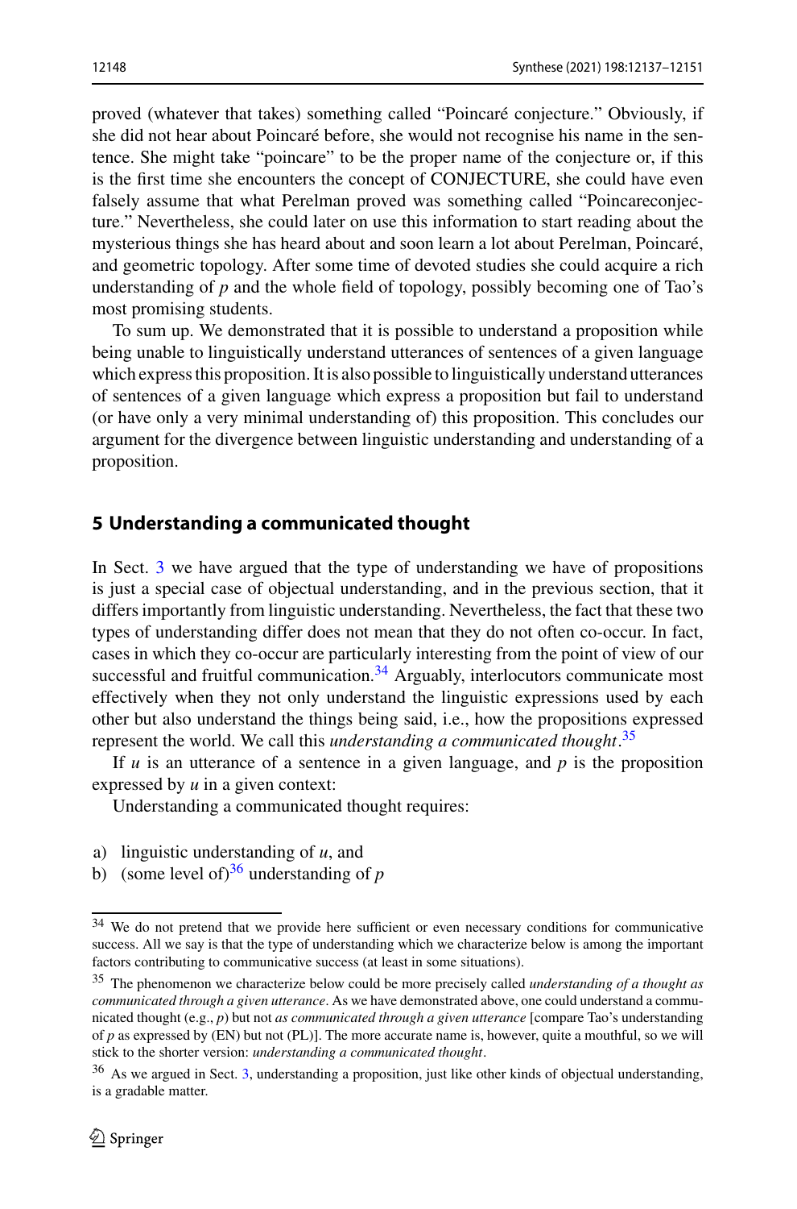proved (whatever that takes) something called "Poincaré conjecture." Obviously, if she did not hear about Poincaré before, she would not recognise his name in the sentence. She might take "poincare" to be the proper name of the conjecture or, if this is the first time she encounters the concept of CONJECTURE, she could have even falsely assume that what Perelman proved was something called "Poincareconjecture." Nevertheless, she could later on use this information to start reading about the mysterious things she has heard about and soon learn a lot about Perelman, Poincaré, and geometric topology. After some time of devoted studies she could acquire a rich understanding of $p$ and the whole field of topology, possibly becoming one of Tao's most promising students.

To sum up. We demonstrated that it is possible to understand a proposition while being unable to linguistically understand utterances of sentences of a given language which express this proposition. It is also possible to linguistically understand utterances of sentences of a given language which express a proposition but fail to understand (or have only a very minimal understanding of) this proposition. This concludes our argument for the divergence between linguistic understanding and understanding of a proposition.

## 5 Understanding a communicated thought

In Sect. 3 we have argued that the type of understanding we have of propositions is just a special case of objectual understanding, and in the previous section, that it differs importantly from linguistic understanding. Nevertheless, the fact that these two types of understanding differ does not mean that they do not often co-occur. In fact, cases in which they co-occur are particularly interesting from the point of view of our successful and fruitful communication.[34] Arguably, interlocutors communicate most effectively when they not only understand the linguistic expressions used by each other but also understand the things being said, i.e., how the propositions expressed represent the world. We call this *understanding a communicated thought*.[35]

If $u$ is an utterance of a sentence in a given language, and $p$ is the proposition expressed by $u$ in a given context:

Understanding a communicated thought requires:

a) linguistic understanding of $u$, and
b) (some level of)[36] understanding of $p$

---

[34] We do not pretend that we provide here sufficient or even necessary conditions for communicative success. All we say is that the type of understanding which we characterize below is among the important factors contributing to communicative success (at least in some situations).

[35] The phenomenon we characterize below could be more precisely called *understanding of a thought as communicated through a given utterance*. As we have demonstrated above, one could understand a communicated thought (e.g., $p$) but not *as communicated through a given utterance* [compare Tao's understanding of $p$ as expressed by (EN) but not (PL)]. The more accurate name is, however, quite a mouthful, so we will stick to the shorter version: *understanding a communicated thought*.

[36] As we argued in Sect. 3, understanding a proposition, just like other kinds of objectual understanding, is a gradable matter.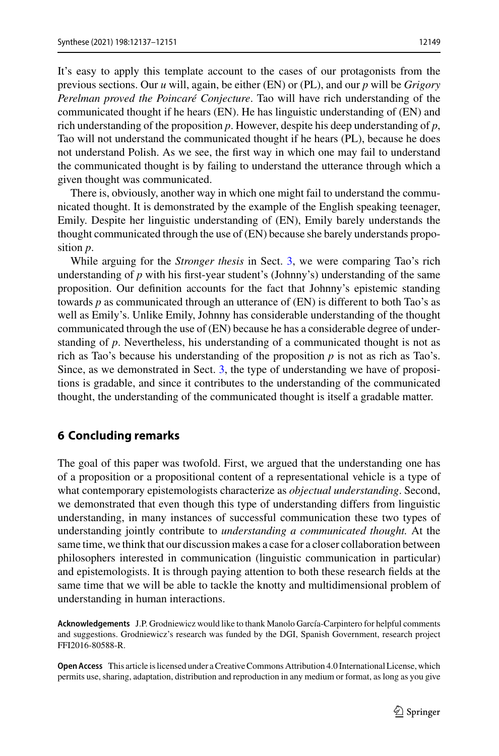It's easy to apply this template account to the cases of our protagonists from the previous sections. Our $u$ will, again, be either (EN) or (PL), and our $p$ will be *Grigory Perelman proved the Poincaré Conjecture*. Tao will have rich understanding of the communicated thought if he hears (EN). He has linguistic understanding of (EN) and rich understanding of the proposition $p$. However, despite his deep understanding of $p$, Tao will not understand the communicated thought if he hears (PL), because he does not understand Polish. As we see, the first way in which one may fail to understand the communicated thought is by failing to understand the utterance through which a given thought was communicated.

There is, obviously, another way in which one might fail to understand the communicated thought. It is demonstrated by the example of the English speaking teenager, Emily. Despite her linguistic understanding of (EN), Emily barely understands the thought communicated through the use of (EN) because she barely understands proposition $p$.

While arguing for the *Stronger thesis* in Sect. 3, we were comparing Tao's rich understanding of $p$ with his first-year student's (Johnny's) understanding of the same proposition. Our definition accounts for the fact that Johnny's epistemic standing towards $p$ as communicated through an utterance of (EN) is different to both Tao's as well as Emily's. Unlike Emily, Johnny has considerable understanding of the thought communicated through the use of (EN) because he has a considerable degree of understanding of $p$. Nevertheless, his understanding of a communicated thought is not as rich as Tao's because his understanding of the proposition $p$ is not as rich as Tao's. Since, as we demonstrated in Sect. 3, the type of understanding we have of propositions is gradable, and since it contributes to the understanding of the communicated thought, the understanding of the communicated thought is itself a gradable matter.

## 6 Concluding remarks

The goal of this paper was twofold. First, we argued that the understanding one has of a proposition or a propositional content of a representational vehicle is a type of what contemporary epistemologists characterize as *objectual understanding*. Second, we demonstrated that even though this type of understanding differs from linguistic understanding, in many instances of successful communication these two types of understanding jointly contribute to *understanding a communicated thought.* At the same time, we think that our discussion makes a case for a closer collaboration between philosophers interested in communication (linguistic communication in particular) and epistemologists. It is through paying attention to both these research fields at the same time that we will be able to tackle the knotty and multidimensional problem of understanding in human interactions.

**Acknowledgements** J.P. Grodniewicz would like to thank Manolo García-Carpintero for helpful comments and suggestions. Grodniewicz's research was funded by the DGI, Spanish Government, research project FFI2016-80588-R.

**Open Access** This article is licensed under a Creative Commons Attribution 4.0 International License, which permits use, sharing, adaptation, distribution and reproduction in any medium or format, as long as you give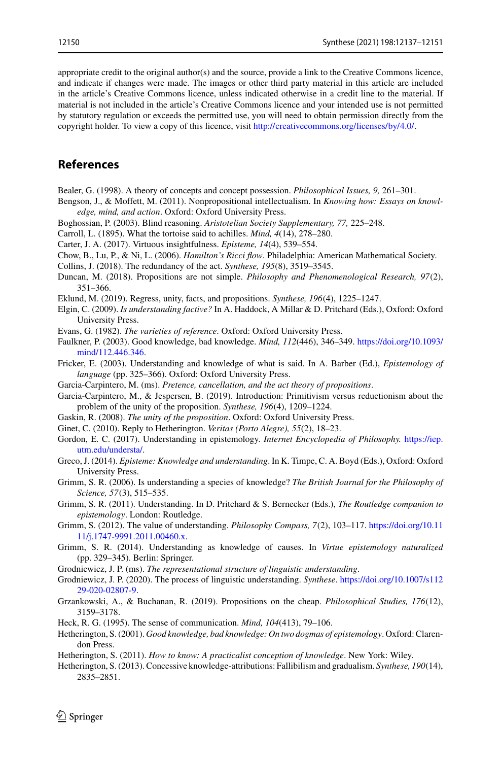appropriate credit to the original author(s) and the source, provide a link to the Creative Commons licence, and indicate if changes were made. The images or other third party material in this article are included in the article's Creative Commons licence, unless indicated otherwise in a credit line to the material. If material is not included in the article's Creative Commons licence and your intended use is not permitted by statutory regulation or exceeds the permitted use, you will need to obtain permission directly from the copyright holder. To view a copy of this licence, visit http://creativecommons.org/licenses/by/4.0/.

## References

Bealer, G. (1998). A theory of concepts and concept possession. *Philosophical Issues, 9,* 261–301.

Bengson, J., & Moffett, M. (2011). Nonpropositional intellectualism. In *Knowing how: Essays on knowledge, mind, and action*. Oxford: Oxford University Press.

Boghossian, P. (2003). Blind reasoning. *Aristotelian Society Supplementary, 77,* 225–248.

Carroll, L. (1895). What the tortoise said to achilles. *Mind, 4*(14), 278–280.

Carter, J. A. (2017). Virtuous insightfulness. *Episteme, 14*(4), 539–554.

Chow, B., Lu, P., & Ni, L. (2006). *Hamilton's Ricci flow*. Philadelphia: American Mathematical Society.

Collins, J. (2018). The redundancy of the act. *Synthese, 195*(8), 3519–3545.

Duncan, M. (2018). Propositions are not simple. *Philosophy and Phenomenological Research, 97*(2), 351–366.

Eklund, M. (2019). Regress, unity, facts, and propositions. *Synthese, 196*(4), 1225–1247.

Elgin, C. (2009). *Is understanding factive?* In A. Haddock, A Millar & D. Pritchard (Eds.), Oxford: Oxford University Press.

Evans, G. (1982). *The varieties of reference*. Oxford: Oxford University Press.

Faulkner, P. (2003). Good knowledge, bad knowledge. *Mind, 112*(446), 346–349. https://doi.org/10.1093/mind/112.446.346.

Fricker, E. (2003). Understanding and knowledge of what is said. In A. Barber (Ed.), *Epistemology of language* (pp. 325–366). Oxford: Oxford University Press.

Garcia-Carpintero, M. (ms). *Pretence, cancellation, and the act theory of propositions*.

Garcia-Carpintero, M., & Jespersen, B. (2019). Introduction: Primitivism versus reductionism about the problem of the unity of the proposition. *Synthese, 196*(4), 1209–1224.

Gaskin, R. (2008). *The unity of the proposition*. Oxford: Oxford University Press.

Ginet, C. (2010). Reply to Hetherington. *Veritas (Porto Alegre), 55*(2), 18–23.

Gordon, E. C. (2017). Understanding in epistemology. *Internet Encyclopedia of Philosophy.* https://iep.utm.edu/understa/.

Greco, J. (2014). *Episteme: Knowledge and understanding*. In K. Timpe, C. A. Boyd (Eds.), Oxford: Oxford University Press.

Grimm, S. R. (2006). Is understanding a species of knowledge? *The British Journal for the Philosophy of Science, 57*(3), 515–535.

Grimm, S. R. (2011). Understanding. In D. Pritchard & S. Bernecker (Eds.), *The Routledge companion to epistemology*. London: Routledge.

Grimm, S. (2012). The value of understanding. *Philosophy Compass, 7*(2), 103–117. https://doi.org/10.1111/j.1747-9991.2011.00460.x.

Grimm, S. R. (2014). Understanding as knowledge of causes. In *Virtue epistemology naturalized* (pp. 329–345). Berlin: Springer.

Grodniewicz, J. P. (ms). *The representational structure of linguistic understanding*.

Grodniewicz, J. P. (2020). The process of linguistic understanding. *Synthese*. https://doi.org/10.1007/s11229-020-02807-9.

Grzankowski, A., & Buchanan, R. (2019). Propositions on the cheap. *Philosophical Studies, 176*(12), 3159–3178.

Heck, R. G. (1995). The sense of communication. *Mind, 104*(413), 79–106.

Hetherington, S. (2001). *Good knowledge, bad knowledge: On two dogmas of epistemology*. Oxford: Clarendon Press.

Hetherington, S. (2011). *How to know: A practicalist conception of knowledge*. New York: Wiley.

Hetherington, S. (2013). Concessive knowledge-attributions: Fallibilism and gradualism. *Synthese, 190*(14), 2835–2851.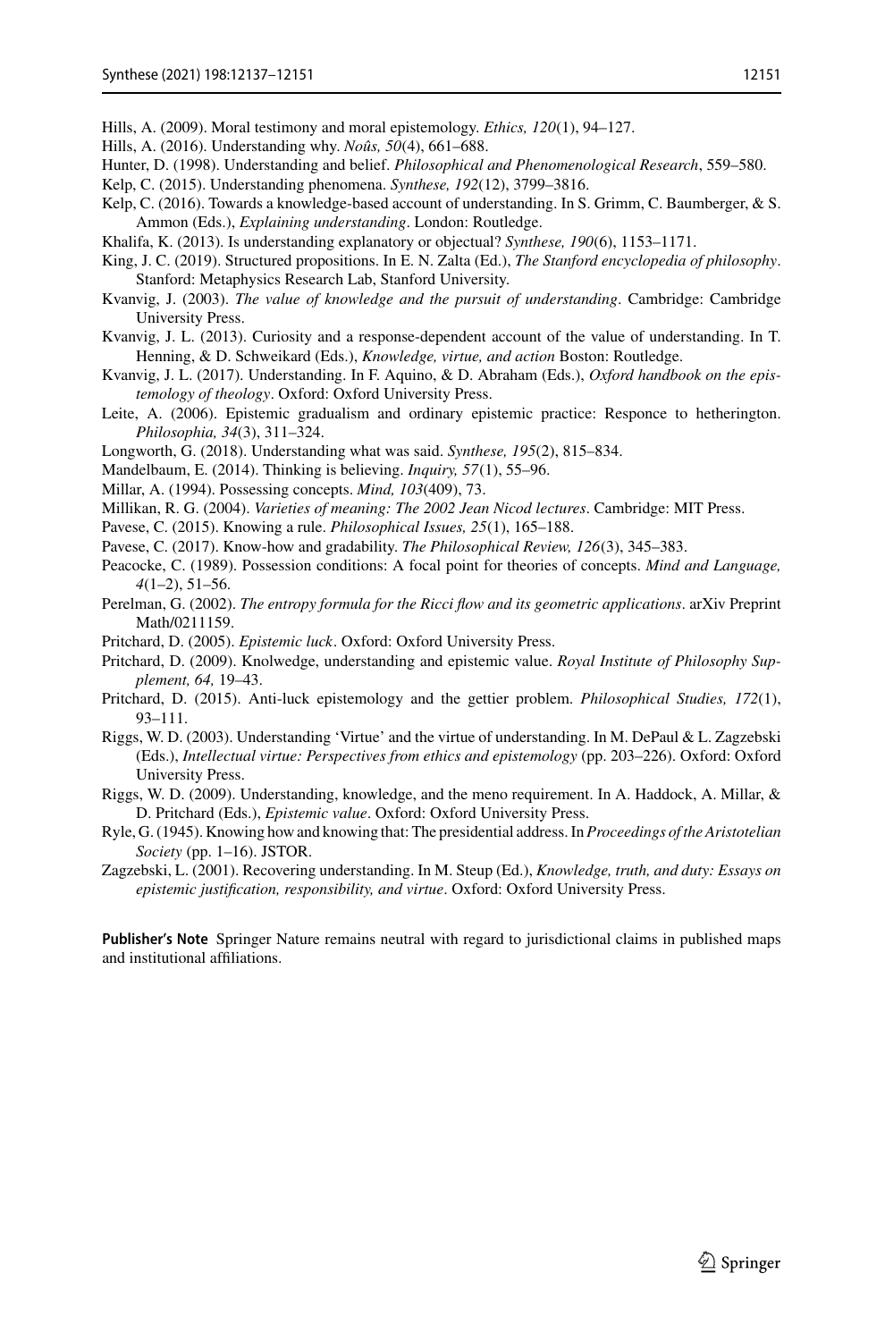Hills, A. (2009). Moral testimony and moral epistemology. *Ethics, 120*(1), 94–127.

Hills, A. (2016). Understanding why. *Noûs, 50*(4), 661–688.

Hunter, D. (1998). Understanding and belief. *Philosophical and Phenomenological Research*, 559–580.

Kelp, C. (2015). Understanding phenomena. *Synthese, 192*(12), 3799–3816.

Kelp, C. (2016). Towards a knowledge-based account of understanding. In S. Grimm, C. Baumberger, & S. Ammon (Eds.), *Explaining understanding*. London: Routledge.

Khalifa, K. (2013). Is understanding explanatory or objectual? *Synthese, 190*(6), 1153–1171.

King, J. C. (2019). Structured propositions. In E. N. Zalta (Ed.), *The Stanford encyclopedia of philosophy*. Stanford: Metaphysics Research Lab, Stanford University.

Kvanvig, J. (2003). *The value of knowledge and the pursuit of understanding*. Cambridge: Cambridge University Press.

Kvanvig, J. L. (2013). Curiosity and a response-dependent account of the value of understanding. In T. Henning, & D. Schweikard (Eds.), *Knowledge, virtue, and action* Boston: Routledge.

Kvanvig, J. L. (2017). Understanding. In F. Aquino, & D. Abraham (Eds.), *Oxford handbook on the epistemology of theology*. Oxford: Oxford University Press.

Leite, A. (2006). Epistemic gradualism and ordinary epistemic practice: Responce to hetherington. *Philosophia, 34*(3), 311–324.

Longworth, G. (2018). Understanding what was said. *Synthese, 195*(2), 815–834.

Mandelbaum, E. (2014). Thinking is believing. *Inquiry, 57*(1), 55–96.

Millar, A. (1994). Possessing concepts. *Mind, 103*(409), 73.

Millikan, R. G. (2004). *Varieties of meaning: The 2002 Jean Nicod lectures*. Cambridge: MIT Press.

Pavese, C. (2015). Knowing a rule. *Philosophical Issues, 25*(1), 165–188.

Pavese, C. (2017). Know-how and gradability. *The Philosophical Review, 126*(3), 345–383.

Peacocke, C. (1989). Possession conditions: A focal point for theories of concepts. *Mind and Language, 4*(1–2), 51–56.

Perelman, G. (2002). *The entropy formula for the Ricci flow and its geometric applications*. arXiv Preprint Math/0211159.

Pritchard, D. (2005). *Epistemic luck*. Oxford: Oxford University Press.

Pritchard, D. (2009). Knolwedge, understanding and epistemic value. *Royal Institute of Philosophy Supplement, 64,* 19–43.

Pritchard, D. (2015). Anti-luck epistemology and the gettier problem. *Philosophical Studies, 172*(1), 93–111.

Riggs, W. D. (2003). Understanding 'Virtue' and the virtue of understanding. In M. DePaul & L. Zagzebski (Eds.), *Intellectual virtue: Perspectives from ethics and epistemology* (pp. 203–226). Oxford: Oxford University Press.

Riggs, W. D. (2009). Understanding, knowledge, and the meno requirement. In A. Haddock, A. Millar, & D. Pritchard (Eds.), *Epistemic value*. Oxford: Oxford University Press.

Ryle, G. (1945). Knowing how and knowing that: The presidential address. In *Proceedings of the Aristotelian Society* (pp. 1–16). JSTOR.

Zagzebski, L. (2001). Recovering understanding. In M. Steup (Ed.), *Knowledge, truth, and duty: Essays on epistemic justification, responsibility, and virtue*. Oxford: Oxford University Press.

**Publisher's Note** Springer Nature remains neutral with regard to jurisdictional claims in published maps and institutional affiliations.